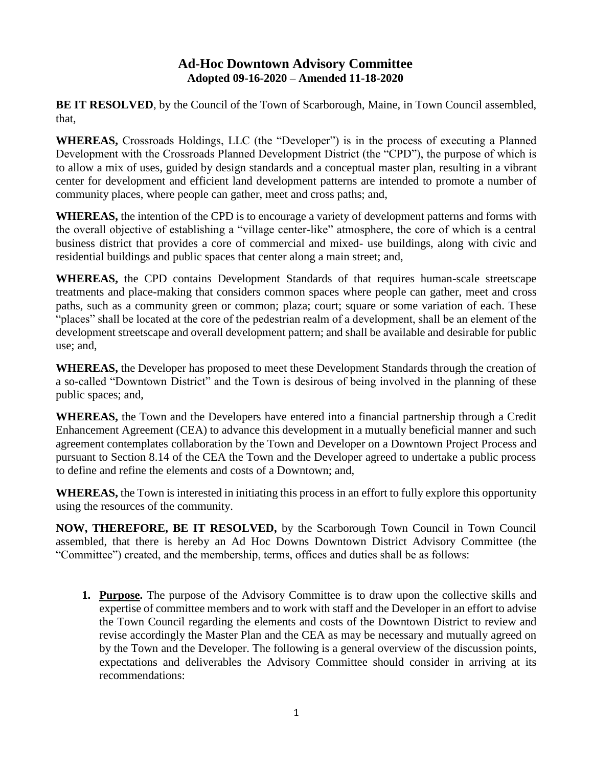# Ad-Hoc Downtown Advisory Committee
## Adopted 09-16-2020 – Amended 11-18-2020

**BE IT RESOLVED**, by the Council of the Town of Scarborough, Maine, in Town Council assembled, that,

**WHEREAS,** Crossroads Holdings, LLC (the "Developer") is in the process of executing a Planned Development with the Crossroads Planned Development District (the "CPD"), the purpose of which is to allow a mix of uses, guided by design standards and a conceptual master plan, resulting in a vibrant center for development and efficient land development patterns are intended to promote a number of community places, where people can gather, meet and cross paths; and,

**WHEREAS,** the intention of the CPD is to encourage a variety of development patterns and forms with the overall objective of establishing a "village center-like" atmosphere, the core of which is a central business district that provides a core of commercial and mixed- use buildings, along with civic and residential buildings and public spaces that center along a main street; and,

**WHEREAS,** the CPD contains Development Standards of that requires human-scale streetscape treatments and place-making that considers common spaces where people can gather, meet and cross paths, such as a community green or common; plaza; court; square or some variation of each. These "places" shall be located at the core of the pedestrian realm of a development, shall be an element of the development streetscape and overall development pattern; and shall be available and desirable for public use; and,

**WHEREAS,** the Developer has proposed to meet these Development Standards through the creation of a so-called "Downtown District" and the Town is desirous of being involved in the planning of these public spaces; and,

**WHEREAS,** the Town and the Developers have entered into a financial partnership through a Credit Enhancement Agreement (CEA) to advance this development in a mutually beneficial manner and such agreement contemplates collaboration by the Town and Developer on a Downtown Project Process and pursuant to Section 8.14 of the CEA the Town and the Developer agreed to undertake a public process to define and refine the elements and costs of a Downtown; and,

**WHEREAS,** the Town is interested in initiating this process in an effort to fully explore this opportunity using the resources of the community.

**NOW, THEREFORE, BE IT RESOLVED,** by the Scarborough Town Council in Town Council assembled, that there is hereby an Ad Hoc Downs Downtown District Advisory Committee (the "Committee") created, and the membership, terms, offices and duties shall be as follows:

1. **Purpose.** The purpose of the Advisory Committee is to draw upon the collective skills and expertise of committee members and to work with staff and the Developer in an effort to advise the Town Council regarding the elements and costs of the Downtown District to review and revise accordingly the Master Plan and the CEA as may be necessary and mutually agreed on by the Town and the Developer. The following is a general overview of the discussion points, expectations and deliverables the Advisory Committee should consider in arriving at its recommendations: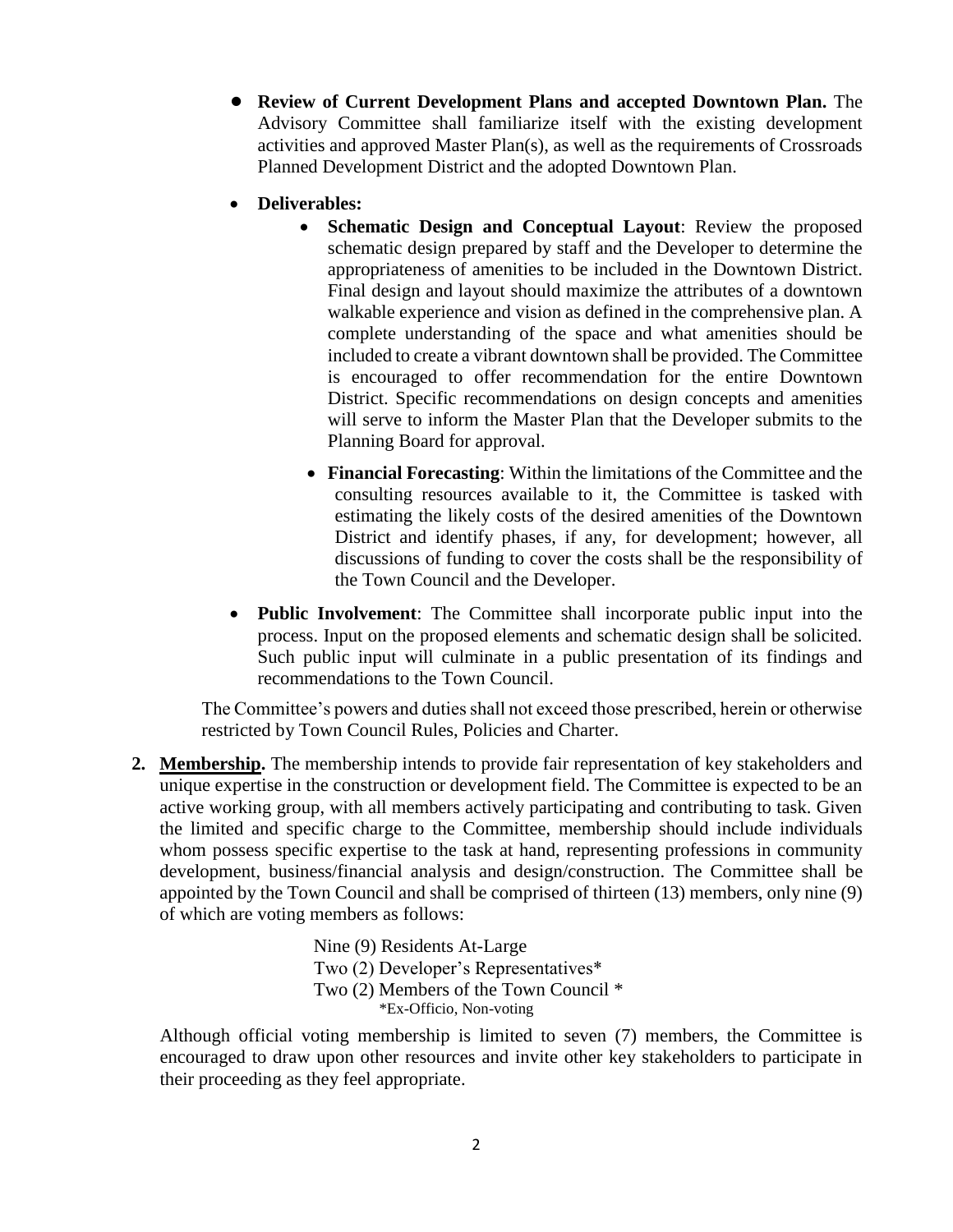- **Review of Current Development Plans and accepted Downtown Plan.** The Advisory Committee shall familiarize itself with the existing development activities and approved Master Plan(s), as well as the requirements of Crossroads Planned Development District and the adopted Downtown Plan.

- **Deliverables:**
  - **Schematic Design and Conceptual Layout**: Review the proposed schematic design prepared by staff and the Developer to determine the appropriateness of amenities to be included in the Downtown District. Final design and layout should maximize the attributes of a downtown walkable experience and vision as defined in the comprehensive plan. A complete understanding of the space and what amenities should be included to create a vibrant downtown shall be provided. The Committee is encouraged to offer recommendation for the entire Downtown District. Specific recommendations on design concepts and amenities will serve to inform the Master Plan that the Developer submits to the Planning Board for approval.
  - **Financial Forecasting**: Within the limitations of the Committee and the consulting resources available to it, the Committee is tasked with estimating the likely costs of the desired amenities of the Downtown District and identify phases, if any, for development; however, all discussions of funding to cover the costs shall be the responsibility of the Town Council and the Developer.

- **Public Involvement**: The Committee shall incorporate public input into the process. Input on the proposed elements and schematic design shall be solicited. Such public input will culminate in a public presentation of its findings and recommendations to the Town Council.

The Committee's powers and duties shall not exceed those prescribed, herein or otherwise restricted by Town Council Rules, Policies and Charter.

**2. Membership.** The membership intends to provide fair representation of key stakeholders and unique expertise in the construction or development field. The Committee is expected to be an active working group, with all members actively participating and contributing to task. Given the limited and specific charge to the Committee, membership should include individuals whom possess specific expertise to the task at hand, representing professions in community development, business/financial analysis and design/construction. The Committee shall be appointed by the Town Council and shall be comprised of thirteen (13) members, only nine (9) of which are voting members as follows:

Nine (9) Residents At-Large
Two (2) Developer's Representatives*
Two (2) Members of the Town Council *
*Ex-Officio, Non-voting

Although official voting membership is limited to seven (7) members, the Committee is encouraged to draw upon other resources and invite other key stakeholders to participate in their proceeding as they feel appropriate.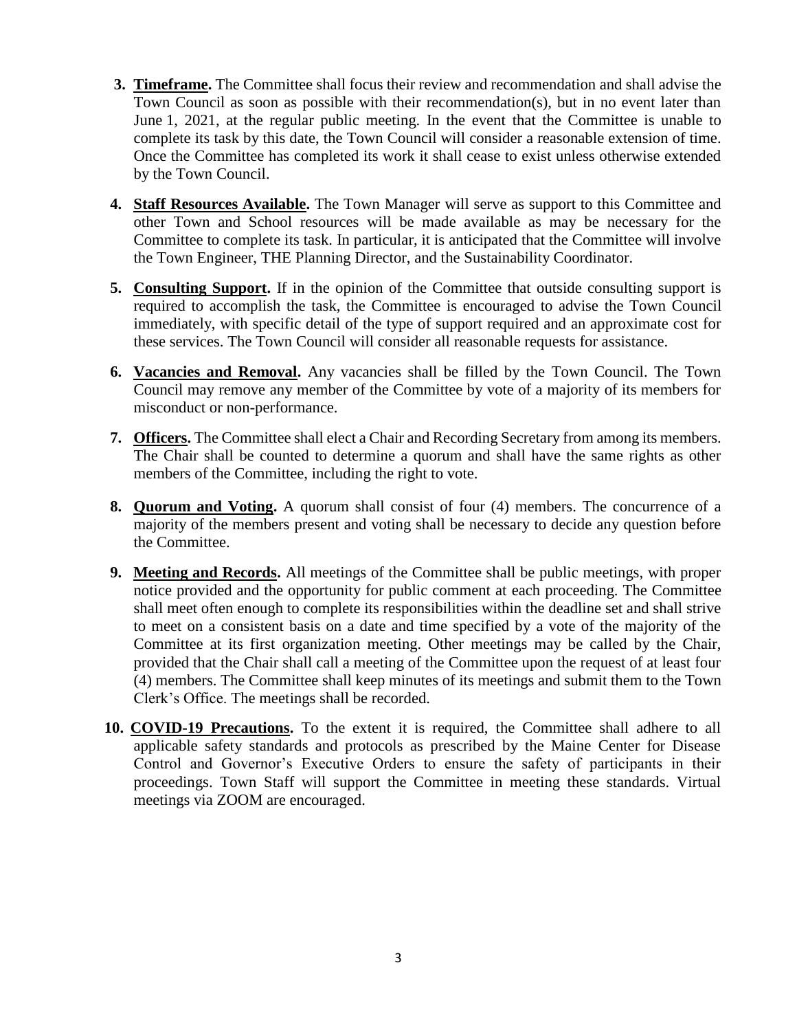3. **Timeframe.** The Committee shall focus their review and recommendation and shall advise the Town Council as soon as possible with their recommendation(s), but in no event later than June 1, 2021, at the regular public meeting. In the event that the Committee is unable to complete its task by this date, the Town Council will consider a reasonable extension of time. Once the Committee has completed its work it shall cease to exist unless otherwise extended by the Town Council.

4. **Staff Resources Available.** The Town Manager will serve as support to this Committee and other Town and School resources will be made available as may be necessary for the Committee to complete its task. In particular, it is anticipated that the Committee will involve the Town Engineer, THE Planning Director, and the Sustainability Coordinator.

5. **Consulting Support.** If in the opinion of the Committee that outside consulting support is required to accomplish the task, the Committee is encouraged to advise the Town Council immediately, with specific detail of the type of support required and an approximate cost for these services. The Town Council will consider all reasonable requests for assistance.

6. **Vacancies and Removal.** Any vacancies shall be filled by the Town Council. The Town Council may remove any member of the Committee by vote of a majority of its members for misconduct or non-performance.

7. **Officers.** The Committee shall elect a Chair and Recording Secretary from among its members. The Chair shall be counted to determine a quorum and shall have the same rights as other members of the Committee, including the right to vote.

8. **Quorum and Voting.** A quorum shall consist of four (4) members. The concurrence of a majority of the members present and voting shall be necessary to decide any question before the Committee.

9. **Meeting and Records.** All meetings of the Committee shall be public meetings, with proper notice provided and the opportunity for public comment at each proceeding. The Committee shall meet often enough to complete its responsibilities within the deadline set and shall strive to meet on a consistent basis on a date and time specified by a vote of the majority of the Committee at its first organization meeting. Other meetings may be called by the Chair, provided that the Chair shall call a meeting of the Committee upon the request of at least four (4) members. The Committee shall keep minutes of its meetings and submit them to the Town Clerk's Office. The meetings shall be recorded.

10. **COVID-19 Precautions.** To the extent it is required, the Committee shall adhere to all applicable safety standards and protocols as prescribed by the Maine Center for Disease Control and Governor's Executive Orders to ensure the safety of participants in their proceedings. Town Staff will support the Committee in meeting these standards. Virtual meetings via ZOOM are encouraged.